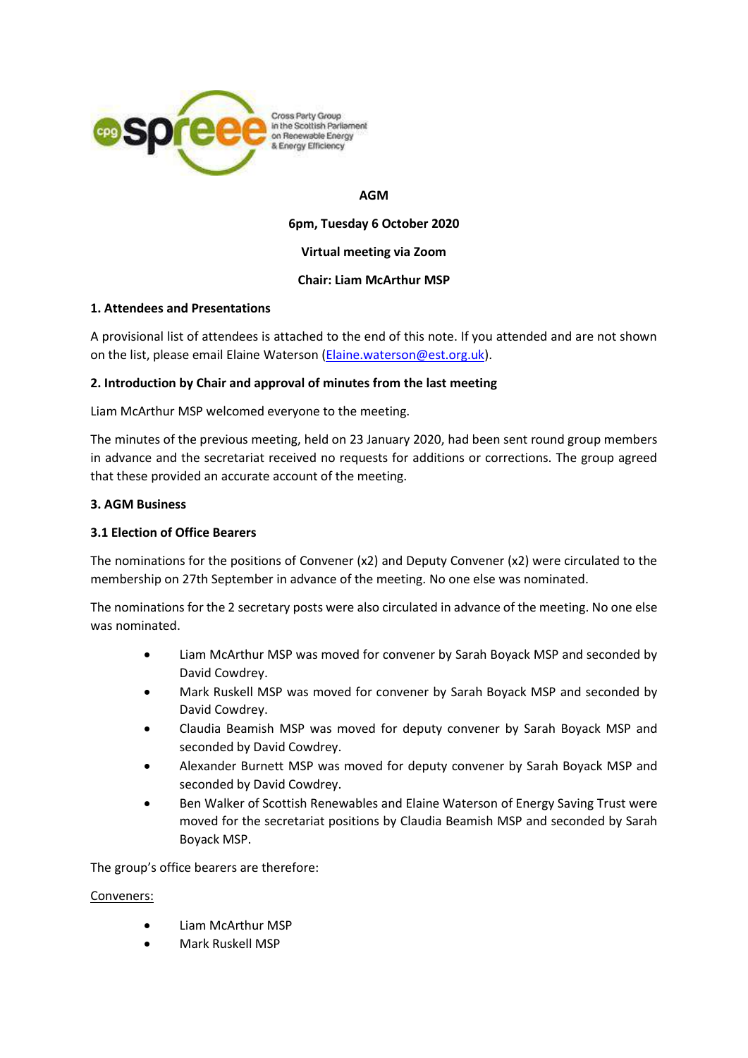Cross Party Group in the Scottish Parliament on Renewable Energy & Energy Efficiency

**AGM**

**6pm, Tuesday 6 October 2020**

**Virtual meeting via Zoom**

**Chair: Liam McArthur MSP**

### 1. Attendees and Presentations

A provisional list of attendees is attached to the end of this note. If you attended and are not shown on the list, please email Elaine Waterson (Elaine.waterson@est.org.uk).

### 2. Introduction by Chair and approval of minutes from the last meeting

Liam McArthur MSP welcomed everyone to the meeting.

The minutes of the previous meeting, held on 23 January 2020, had been sent round group members in advance and the secretariat received no requests for additions or corrections. The group agreed that these provided an accurate account of the meeting.

### 3. AGM Business

#### 3.1 Election of Office Bearers

The nominations for the positions of Convener (x2) and Deputy Convener (x2) were circulated to the membership on 27th September in advance of the meeting. No one else was nominated.

The nominations for the 2 secretary posts were also circulated in advance of the meeting. No one else was nominated.

- Liam McArthur MSP was moved for convener by Sarah Boyack MSP and seconded by David Cowdrey.
- Mark Ruskell MSP was moved for convener by Sarah Boyack MSP and seconded by David Cowdrey.
- Claudia Beamish MSP was moved for deputy convener by Sarah Boyack MSP and seconded by David Cowdrey.
- Alexander Burnett MSP was moved for deputy convener by Sarah Boyack MSP and seconded by David Cowdrey.
- Ben Walker of Scottish Renewables and Elaine Waterson of Energy Saving Trust were moved for the secretariat positions by Claudia Beamish MSP and seconded by Sarah Boyack MSP.

The group's office bearers are therefore:

Conveners:

- Liam McArthur MSP
- Mark Ruskell MSP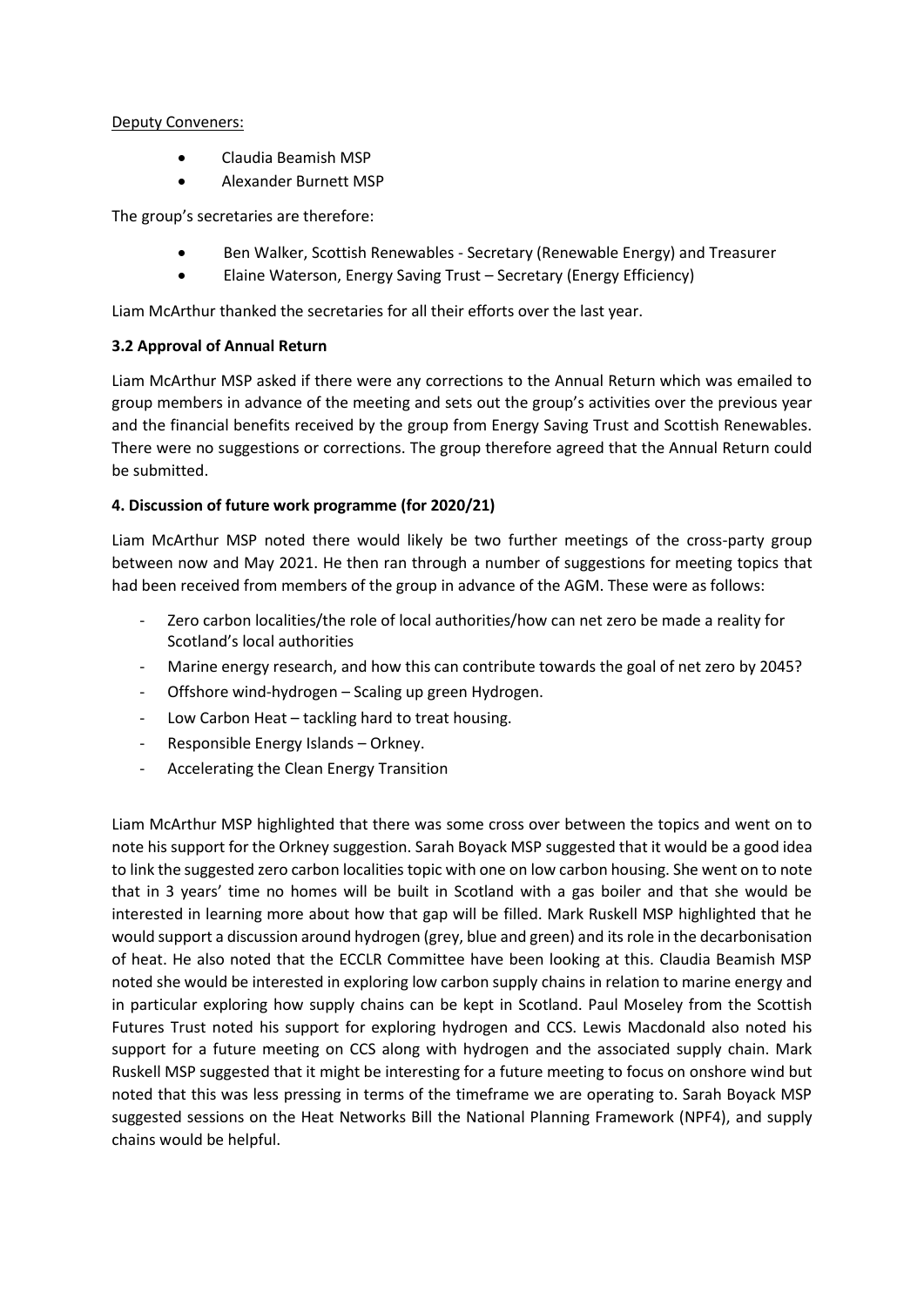Deputy Conveners:

- Claudia Beamish MSP
- Alexander Burnett MSP

The group's secretaries are therefore:

- Ben Walker, Scottish Renewables - Secretary (Renewable Energy) and Treasurer
- Elaine Waterson, Energy Saving Trust – Secretary (Energy Efficiency)

Liam McArthur thanked the secretaries for all their efforts over the last year.

**3.2 Approval of Annual Return**

Liam McArthur MSP asked if there were any corrections to the Annual Return which was emailed to group members in advance of the meeting and sets out the group's activities over the previous year and the financial benefits received by the group from Energy Saving Trust and Scottish Renewables. There were no suggestions or corrections. The group therefore agreed that the Annual Return could be submitted.

**4. Discussion of future work programme (for 2020/21)**

Liam McArthur MSP noted there would likely be two further meetings of the cross-party group between now and May 2021. He then ran through a number of suggestions for meeting topics that had been received from members of the group in advance of the AGM. These were as follows:

- Zero carbon localities/the role of local authorities/how can net zero be made a reality for Scotland's local authorities
- Marine energy research, and how this can contribute towards the goal of net zero by 2045?
- Offshore wind-hydrogen – Scaling up green Hydrogen.
- Low Carbon Heat – tackling hard to treat housing.
- Responsible Energy Islands – Orkney.
- Accelerating the Clean Energy Transition

Liam McArthur MSP highlighted that there was some cross over between the topics and went on to note his support for the Orkney suggestion. Sarah Boyack MSP suggested that it would be a good idea to link the suggested zero carbon localities topic with one on low carbon housing. She went on to note that in 3 years' time no homes will be built in Scotland with a gas boiler and that she would be interested in learning more about how that gap will be filled. Mark Ruskell MSP highlighted that he would support a discussion around hydrogen (grey, blue and green) and its role in the decarbonisation of heat. He also noted that the ECCLR Committee have been looking at this. Claudia Beamish MSP noted she would be interested in exploring low carbon supply chains in relation to marine energy and in particular exploring how supply chains can be kept in Scotland. Paul Moseley from the Scottish Futures Trust noted his support for exploring hydrogen and CCS. Lewis Macdonald also noted his support for a future meeting on CCS along with hydrogen and the associated supply chain. Mark Ruskell MSP suggested that it might be interesting for a future meeting to focus on onshore wind but noted that this was less pressing in terms of the timeframe we are operating to. Sarah Boyack MSP suggested sessions on the Heat Networks Bill the National Planning Framework (NPF4), and supply chains would be helpful.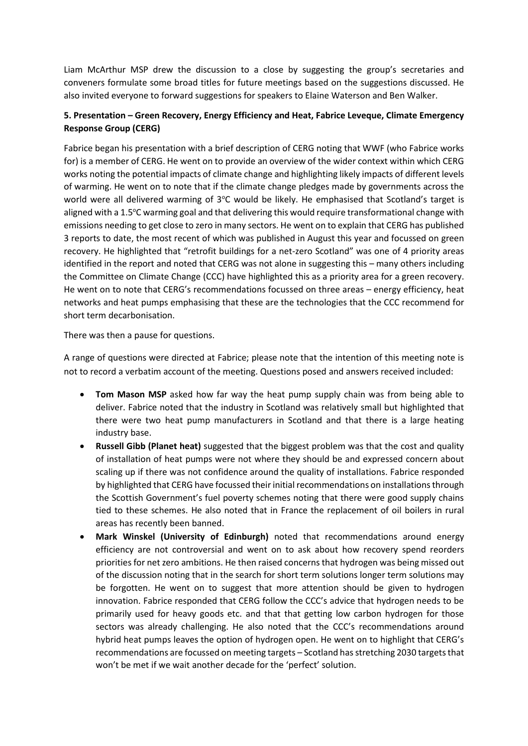Liam McArthur MSP drew the discussion to a close by suggesting the group's secretaries and conveners formulate some broad titles for future meetings based on the suggestions discussed. He also invited everyone to forward suggestions for speakers to Elaine Waterson and Ben Walker.

### 5. Presentation – Green Recovery, Energy Efficiency and Heat, Fabrice Leveque, Climate Emergency Response Group (CERG)

Fabrice began his presentation with a brief description of CERG noting that WWF (who Fabrice works for) is a member of CERG. He went on to provide an overview of the wider context within which CERG works noting the potential impacts of climate change and highlighting likely impacts of different levels of warming. He went on to note that if the climate change pledges made by governments across the world were all delivered warming of 3°C would be likely. He emphasised that Scotland's target is aligned with a 1.5°C warming goal and that delivering this would require transformational change with emissions needing to get close to zero in many sectors. He went on to explain that CERG has published 3 reports to date, the most recent of which was published in August this year and focussed on green recovery. He highlighted that "retrofit buildings for a net-zero Scotland" was one of 4 priority areas identified in the report and noted that CERG was not alone in suggesting this – many others including the Committee on Climate Change (CCC) have highlighted this as a priority area for a green recovery. He went on to note that CERG's recommendations focussed on three areas – energy efficiency, heat networks and heat pumps emphasising that these are the technologies that the CCC recommend for short term decarbonisation.

There was then a pause for questions.

A range of questions were directed at Fabrice; please note that the intention of this meeting note is not to record a verbatim account of the meeting. Questions posed and answers received included:

- **Tom Mason MSP** asked how far way the heat pump supply chain was from being able to deliver. Fabrice noted that the industry in Scotland was relatively small but highlighted that there were two heat pump manufacturers in Scotland and that there is a large heating industry base.
- **Russell Gibb (Planet heat)** suggested that the biggest problem was that the cost and quality of installation of heat pumps were not where they should be and expressed concern about scaling up if there was not confidence around the quality of installations. Fabrice responded by highlighted that CERG have focussed their initial recommendations on installations through the Scottish Government's fuel poverty schemes noting that there were good supply chains tied to these schemes. He also noted that in France the replacement of oil boilers in rural areas has recently been banned.
- **Mark Winskel (University of Edinburgh)** noted that recommendations around energy efficiency are not controversial and went on to ask about how recovery spend reorders priorities for net zero ambitions. He then raised concerns that hydrogen was being missed out of the discussion noting that in the search for short term solutions longer term solutions may be forgotten. He went on to suggest that more attention should be given to hydrogen innovation. Fabrice responded that CERG follow the CCC's advice that hydrogen needs to be primarily used for heavy goods etc. and that that getting low carbon hydrogen for those sectors was already challenging. He also noted that the CCC's recommendations around hybrid heat pumps leaves the option of hydrogen open. He went on to highlight that CERG's recommendations are focussed on meeting targets – Scotland has stretching 2030 targets that won't be met if we wait another decade for the 'perfect' solution.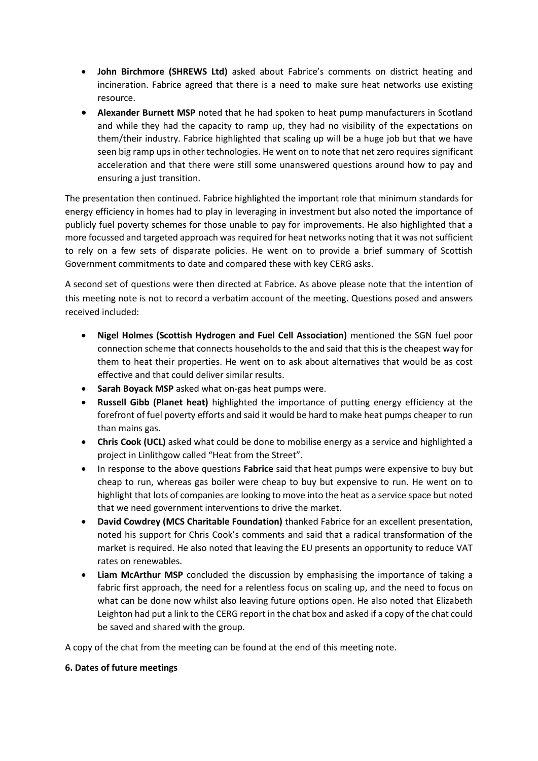- **John Birchmore (SHREWS Ltd)** asked about Fabrice's comments on district heating and incineration. Fabrice agreed that there is a need to make sure heat networks use existing resource.
- **Alexander Burnett MSP** noted that he had spoken to heat pump manufacturers in Scotland and while they had the capacity to ramp up, they had no visibility of the expectations on them/their industry. Fabrice highlighted that scaling up will be a huge job but that we have seen big ramp ups in other technologies. He went on to note that net zero requires significant acceleration and that there were still some unanswered questions around how to pay and ensuring a just transition.

The presentation then continued. Fabrice highlighted the important role that minimum standards for energy efficiency in homes had to play in leveraging in investment but also noted the importance of publicly fuel poverty schemes for those unable to pay for improvements. He also highlighted that a more focussed and targeted approach was required for heat networks noting that it was not sufficient to rely on a few sets of disparate policies. He went on to provide a brief summary of Scottish Government commitments to date and compared these with key CERG asks.

A second set of questions were then directed at Fabrice. As above please note that the intention of this meeting note is not to record a verbatim account of the meeting. Questions posed and answers received included:

- **Nigel Holmes (Scottish Hydrogen and Fuel Cell Association)** mentioned the SGN fuel poor connection scheme that connects households to the and said that this is the cheapest way for them to heat their properties. He went on to ask about alternatives that would be as cost effective and that could deliver similar results.
- **Sarah Boyack MSP** asked what on-gas heat pumps were.
- **Russell Gibb (Planet heat)** highlighted the importance of putting energy efficiency at the forefront of fuel poverty efforts and said it would be hard to make heat pumps cheaper to run than mains gas.
- **Chris Cook (UCL)** asked what could be done to mobilise energy as a service and highlighted a project in Linlithgow called "Heat from the Street".
- In response to the above questions **Fabrice** said that heat pumps were expensive to buy but cheap to run, whereas gas boiler were cheap to buy but expensive to run. He went on to highlight that lots of companies are looking to move into the heat as a service space but noted that we need government interventions to drive the market.
- **David Cowdrey (MCS Charitable Foundation)** thanked Fabrice for an excellent presentation, noted his support for Chris Cook's comments and said that a radical transformation of the market is required. He also noted that leaving the EU presents an opportunity to reduce VAT rates on renewables.
- **Liam McArthur MSP** concluded the discussion by emphasising the importance of taking a fabric first approach, the need for a relentless focus on scaling up, and the need to focus on what can be done now whilst also leaving future options open. He also noted that Elizabeth Leighton had put a link to the CERG report in the chat box and asked if a copy of the chat could be saved and shared with the group.

A copy of the chat from the meeting can be found at the end of this meeting note.

**6. Dates of future meetings**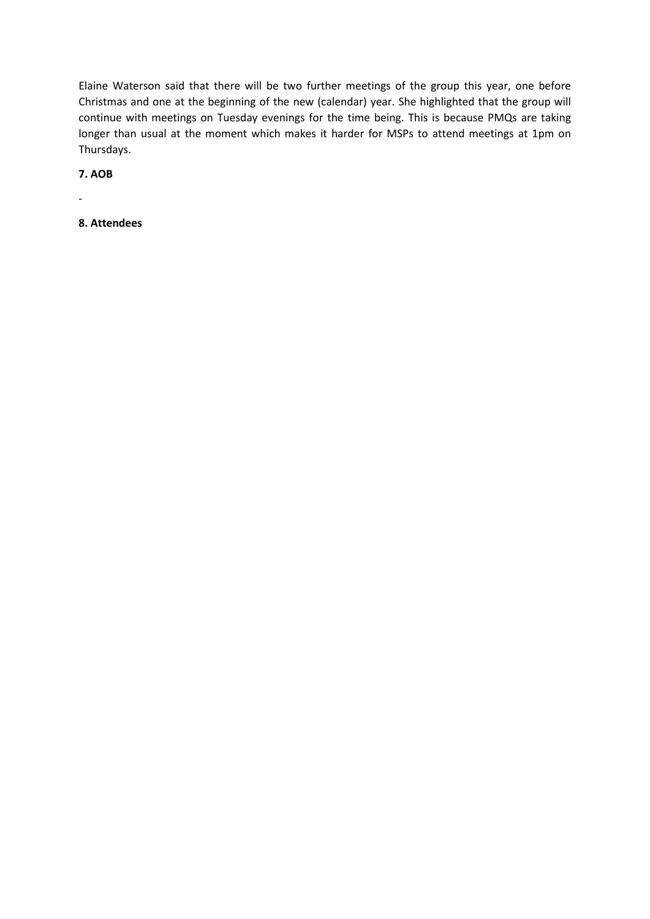Elaine Waterson said that there will be two further meetings of the group this year, one before Christmas and one at the beginning of the new (calendar) year. She highlighted that the group will continue with meetings on Tuesday evenings for the time being. This is because PMQs are taking longer than usual at the moment which makes it harder for MSPs to attend meetings at 1pm on Thursdays.

**7. AOB**

-

**8. Attendees**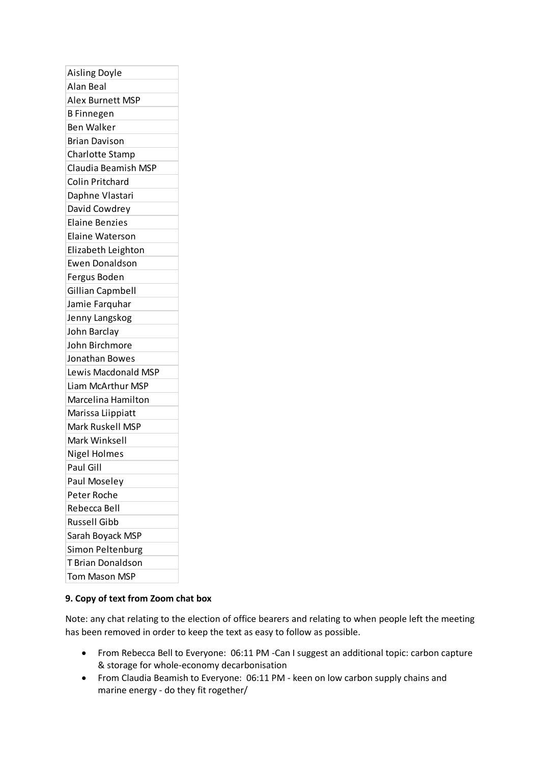| Aisling Doyle |
| --- |
| Alan Beal |
| Alex Burnett MSP |
| B Finnegen |
| Ben Walker |
| Brian Davison |
| Charlotte Stamp |
| Claudia Beamish MSP |
| Colin Pritchard |
| Daphne Vlastari |
| David Cowdrey |
| Elaine Benzies |
| Elaine Waterson |
| Elizabeth Leighton |
| Ewen Donaldson |
| Fergus Boden |
| Gillian Capmbell |
| Jamie Farquhar |
| Jenny Langskog |
| John Barclay |
| John Birchmore |
| Jonathan Bowes |
| Lewis Macdonald MSP |
| Liam McArthur MSP |
| Marcelina Hamilton |
| Marissa Liippiatt |
| Mark Ruskell MSP |
| Mark Winksell |
| Nigel Holmes |
| Paul Gill |
| Paul Moseley |
| Peter Roche |
| Rebecca Bell |
| Russell Gibb |
| Sarah Boyack MSP |
| Simon Peltenburg |
| T Brian Donaldson |
| Tom Mason MSP |

**9. Copy of text from Zoom chat box**

Note: any chat relating to the election of office bearers and relating to when people left the meeting has been removed in order to keep the text as easy to follow as possible.

- From Rebecca Bell to Everyone: 06:11 PM -Can I suggest an additional topic: carbon capture & storage for whole-economy decarbonisation
- From Claudia Beamish to Everyone: 06:11 PM - keen on low carbon supply chains and marine energy - do they fit rogether/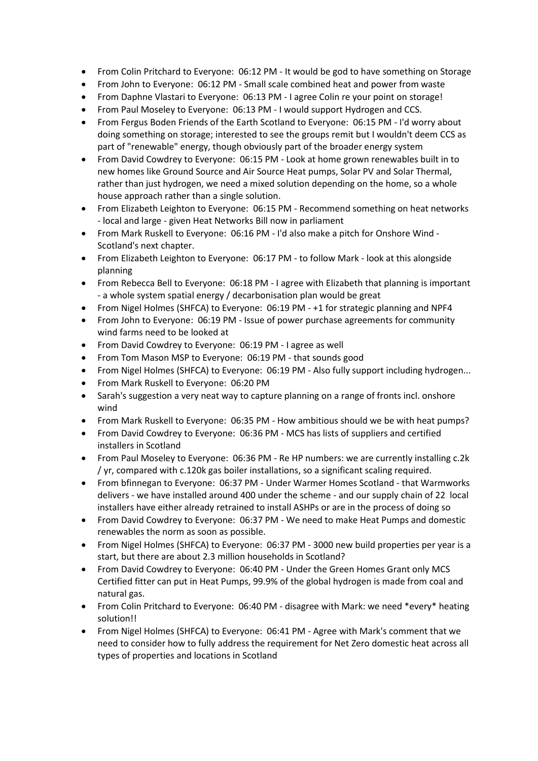- From Colin Pritchard to Everyone: 06:12 PM - It would be god to have something on Storage
- From John to Everyone: 06:12 PM - Small scale combined heat and power from waste
- From Daphne Vlastari to Everyone: 06:13 PM - I agree Colin re your point on storage!
- From Paul Moseley to Everyone: 06:13 PM - I would support Hydrogen and CCS.
- From Fergus Boden Friends of the Earth Scotland to Everyone: 06:15 PM - I'd worry about doing something on storage; interested to see the groups remit but I wouldn't deem CCS as part of "renewable" energy, though obviously part of the broader energy system
- From David Cowdrey to Everyone: 06:15 PM - Look at home grown renewables built in to new homes like Ground Source and Air Source Heat pumps, Solar PV and Solar Thermal, rather than just hydrogen, we need a mixed solution depending on the home, so a whole house approach rather than a single solution.
- From Elizabeth Leighton to Everyone: 06:15 PM - Recommend something on heat networks - local and large - given Heat Networks Bill now in parliament
- From Mark Ruskell to Everyone: 06:16 PM - I'd also make a pitch for Onshore Wind - Scotland's next chapter.
- From Elizabeth Leighton to Everyone: 06:17 PM - to follow Mark - look at this alongside planning
- From Rebecca Bell to Everyone: 06:18 PM - I agree with Elizabeth that planning is important - a whole system spatial energy / decarbonisation plan would be great
- From Nigel Holmes (SHFCA) to Everyone: 06:19 PM - +1 for strategic planning and NPF4
- From John to Everyone: 06:19 PM - Issue of power purchase agreements for community wind farms need to be looked at
- From David Cowdrey to Everyone: 06:19 PM - I agree as well
- From Tom Mason MSP to Everyone: 06:19 PM - that sounds good
- From Nigel Holmes (SHFCA) to Everyone: 06:19 PM - Also fully support including hydrogen...
- From Mark Ruskell to Everyone: 06:20 PM
- Sarah's suggestion a very neat way to capture planning on a range of fronts incl. onshore wind
- From Mark Ruskell to Everyone: 06:35 PM - How ambitious should we be with heat pumps?
- From David Cowdrey to Everyone: 06:36 PM - MCS has lists of suppliers and certified installers in Scotland
- From Paul Moseley to Everyone: 06:36 PM - Re HP numbers: we are currently installing c.2k / yr, compared with c.120k gas boiler installations, so a significant scaling required.
- From bfinnegan to Everyone: 06:37 PM - Under Warmer Homes Scotland - that Warmworks delivers - we have installed around 400 under the scheme - and our supply chain of 22 local installers have either already retrained to install ASHPs or are in the process of doing so
- From David Cowdrey to Everyone: 06:37 PM - We need to make Heat Pumps and domestic renewables the norm as soon as possible.
- From Nigel Holmes (SHFCA) to Everyone: 06:37 PM - 3000 new build properties per year is a start, but there are about 2.3 million households in Scotland?
- From David Cowdrey to Everyone: 06:40 PM - Under the Green Homes Grant only MCS Certified fitter can put in Heat Pumps, 99.9% of the global hydrogen is made from coal and natural gas.
- From Colin Pritchard to Everyone: 06:40 PM - disagree with Mark: we need *every* heating solution!!
- From Nigel Holmes (SHFCA) to Everyone: 06:41 PM - Agree with Mark's comment that we need to consider how to fully address the requirement for Net Zero domestic heat across all types of properties and locations in Scotland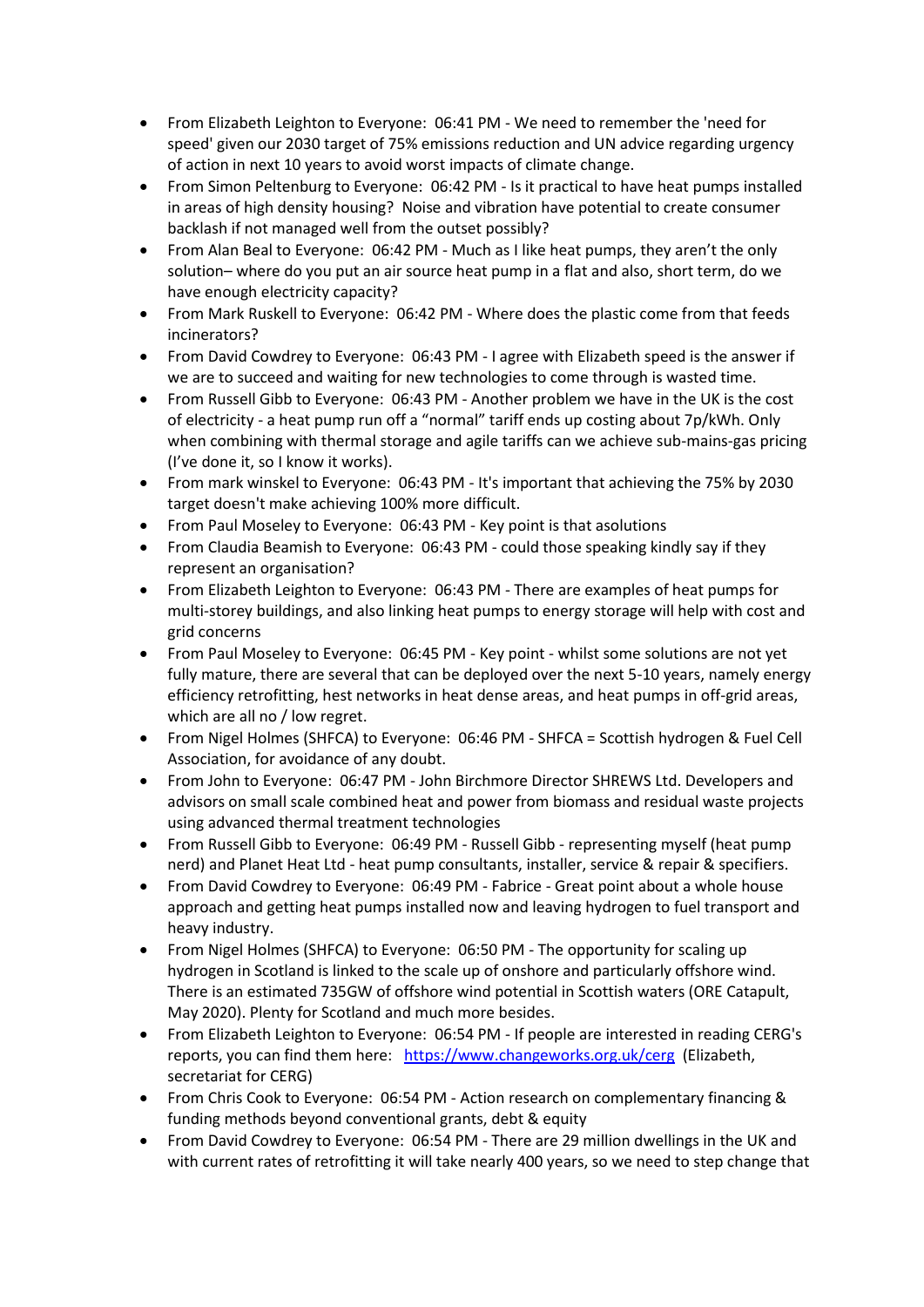- From Elizabeth Leighton to Everyone: 06:41 PM - We need to remember the 'need for speed' given our 2030 target of 75% emissions reduction and UN advice regarding urgency of action in next 10 years to avoid worst impacts of climate change.
- From Simon Peltenburg to Everyone: 06:42 PM - Is it practical to have heat pumps installed in areas of high density housing? Noise and vibration have potential to create consumer backlash if not managed well from the outset possibly?
- From Alan Beal to Everyone: 06:42 PM - Much as I like heat pumps, they aren't the only solution– where do you put an air source heat pump in a flat and also, short term, do we have enough electricity capacity?
- From Mark Ruskell to Everyone: 06:42 PM - Where does the plastic come from that feeds incinerators?
- From David Cowdrey to Everyone: 06:43 PM - I agree with Elizabeth speed is the answer if we are to succeed and waiting for new technologies to come through is wasted time.
- From Russell Gibb to Everyone: 06:43 PM - Another problem we have in the UK is the cost of electricity - a heat pump run off a "normal" tariff ends up costing about 7p/kWh. Only when combining with thermal storage and agile tariffs can we achieve sub-mains-gas pricing (I've done it, so I know it works).
- From mark winskel to Everyone: 06:43 PM - It's important that achieving the 75% by 2030 target doesn't make achieving 100% more difficult.
- From Paul Moseley to Everyone: 06:43 PM - Key point is that asolutions
- From Claudia Beamish to Everyone: 06:43 PM - could those speaking kindly say if they represent an organisation?
- From Elizabeth Leighton to Everyone: 06:43 PM - There are examples of heat pumps for multi-storey buildings, and also linking heat pumps to energy storage will help with cost and grid concerns
- From Paul Moseley to Everyone: 06:45 PM - Key point - whilst some solutions are not yet fully mature, there are several that can be deployed over the next 5-10 years, namely energy efficiency retrofitting, hest networks in heat dense areas, and heat pumps in off-grid areas, which are all no / low regret.
- From Nigel Holmes (SHFCA) to Everyone: 06:46 PM - SHFCA = Scottish hydrogen & Fuel Cell Association, for avoidance of any doubt.
- From John to Everyone: 06:47 PM - John Birchmore Director SHREWS Ltd. Developers and advisors on small scale combined heat and power from biomass and residual waste projects using advanced thermal treatment technologies
- From Russell Gibb to Everyone: 06:49 PM - Russell Gibb - representing myself (heat pump nerd) and Planet Heat Ltd - heat pump consultants, installer, service & repair & specifiers.
- From David Cowdrey to Everyone: 06:49 PM - Fabrice - Great point about a whole house approach and getting heat pumps installed now and leaving hydrogen to fuel transport and heavy industry.
- From Nigel Holmes (SHFCA) to Everyone: 06:50 PM - The opportunity for scaling up hydrogen in Scotland is linked to the scale up of onshore and particularly offshore wind. There is an estimated 735GW of offshore wind potential in Scottish waters (ORE Catapult, May 2020). Plenty for Scotland and much more besides.
- From Elizabeth Leighton to Everyone: 06:54 PM - If people are interested in reading CERG's reports, you can find them here: [https://www.changeworks.org.uk/cerg](https://www.changeworks.org.uk/cerg) (Elizabeth, secretariat for CERG)
- From Chris Cook to Everyone: 06:54 PM - Action research on complementary financing & funding methods beyond conventional grants, debt & equity
- From David Cowdrey to Everyone: 06:54 PM - There are 29 million dwellings in the UK and with current rates of retrofitting it will take nearly 400 years, so we need to step change that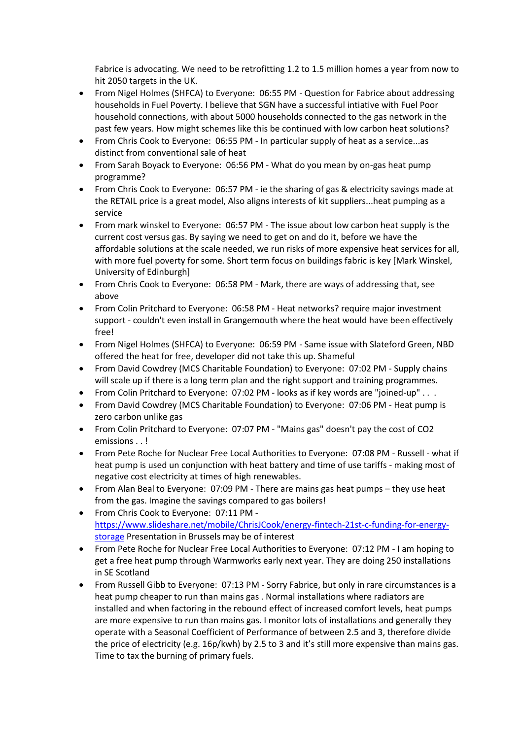Fabrice is advocating. We need to be retrofitting 1.2 to 1.5 million homes a year from now to hit 2050 targets in the UK.

- From Nigel Holmes (SHFCA) to Everyone: 06:55 PM - Question for Fabrice about addressing households in Fuel Poverty. I believe that SGN have a successful intiative with Fuel Poor household connections, with about 5000 households connected to the gas network in the past few years. How might schemes like this be continued with low carbon heat solutions?
- From Chris Cook to Everyone: 06:55 PM - In particular supply of heat as a service...as distinct from conventional sale of heat
- From Sarah Boyack to Everyone: 06:56 PM - What do you mean by on-gas heat pump programme?
- From Chris Cook to Everyone: 06:57 PM - ie the sharing of gas & electricity savings made at the RETAIL price is a great model, Also aligns interests of kit suppliers...heat pumping as a service
- From mark winskel to Everyone: 06:57 PM - The issue about low carbon heat supply is the current cost versus gas. By saying we need to get on and do it, before we have the affordable solutions at the scale needed, we run risks of more expensive heat services for all, with more fuel poverty for some. Short term focus on buildings fabric is key [Mark Winskel, University of Edinburgh]
- From Chris Cook to Everyone: 06:58 PM - Mark, there are ways of addressing that, see above
- From Colin Pritchard to Everyone: 06:58 PM - Heat networks? require major investment support - couldn't even install in Grangemouth where the heat would have been effectively free!
- From Nigel Holmes (SHFCA) to Everyone: 06:59 PM - Same issue with Slateford Green, NBD offered the heat for free, developer did not take this up. Shameful
- From David Cowdrey (MCS Charitable Foundation) to Everyone: 07:02 PM - Supply chains will scale up if there is a long term plan and the right support and training programmes.
- From Colin Pritchard to Everyone: 07:02 PM - looks as if key words are "joined-up" . . .
- From David Cowdrey (MCS Charitable Foundation) to Everyone: 07:06 PM - Heat pump is zero carbon unlike gas
- From Colin Pritchard to Everyone: 07:07 PM - "Mains gas" doesn't pay the cost of CO2 emissions . . !
- From Pete Roche for Nuclear Free Local Authorities to Everyone: 07:08 PM - Russell - what if heat pump is used un conjunction with heat battery and time of use tariffs - making most of negative cost electricity at times of high renewables.
- From Alan Beal to Everyone: 07:09 PM - There are mains gas heat pumps – they use heat from the gas. Imagine the savings compared to gas boilers!
- From Chris Cook to Everyone: 07:11 PM - [https://www.slideshare.net/mobile/ChrisJCook/energy-fintech-21st-c-funding-for-energy-storage](https://www.slideshare.net/mobile/ChrisJCook/energy-fintech-21st-c-funding-for-energy-storage) Presentation in Brussels may be of interest
- From Pete Roche for Nuclear Free Local Authorities to Everyone: 07:12 PM - I am hoping to get a free heat pump through Warmworks early next year. They are doing 250 installations in SE Scotland
- From Russell Gibb to Everyone: 07:13 PM - Sorry Fabrice, but only in rare circumstances is a heat pump cheaper to run than mains gas . Normal installations where radiators are installed and when factoring in the rebound effect of increased comfort levels, heat pumps are more expensive to run than mains gas. I monitor lots of installations and generally they operate with a Seasonal Coefficient of Performance of between 2.5 and 3, therefore divide the price of electricity (e.g. 16p/kwh) by 2.5 to 3 and it's still more expensive than mains gas. Time to tax the burning of primary fuels.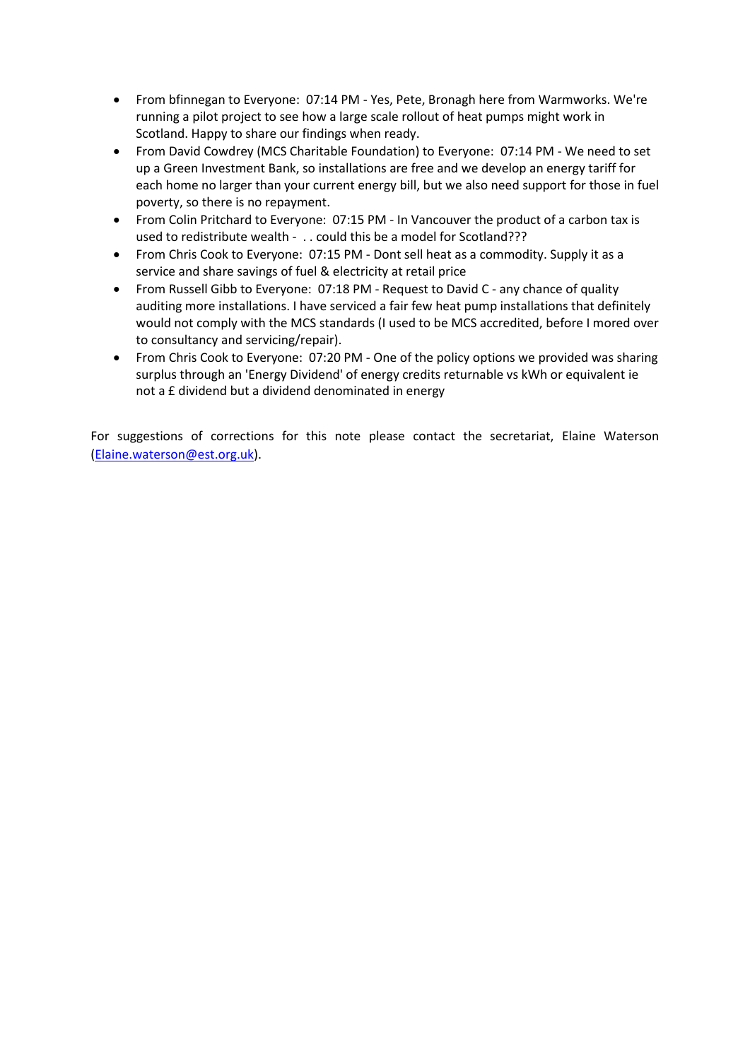- From bfinnegan to Everyone: 07:14 PM - Yes, Pete, Bronagh here from Warmworks. We're running a pilot project to see how a large scale rollout of heat pumps might work in Scotland. Happy to share our findings when ready.
- From David Cowdrey (MCS Charitable Foundation) to Everyone: 07:14 PM - We need to set up a Green Investment Bank, so installations are free and we develop an energy tariff for each home no larger than your current energy bill, but we also need support for those in fuel poverty, so there is no repayment.
- From Colin Pritchard to Everyone: 07:15 PM - In Vancouver the product of a carbon tax is used to redistribute wealth - . . could this be a model for Scotland???
- From Chris Cook to Everyone: 07:15 PM - Dont sell heat as a commodity. Supply it as a service and share savings of fuel & electricity at retail price
- From Russell Gibb to Everyone: 07:18 PM - Request to David C - any chance of quality auditing more installations. I have serviced a fair few heat pump installations that definitely would not comply with the MCS standards (I used to be MCS accredited, before I mored over to consultancy and servicing/repair).
- From Chris Cook to Everyone: 07:20 PM - One of the policy options we provided was sharing surplus through an 'Energy Dividend' of energy credits returnable vs kWh or equivalent ie not a £ dividend but a dividend denominated in energy

For suggestions of corrections for this note please contact the secretariat, Elaine Waterson (Elaine.waterson@est.org.uk).